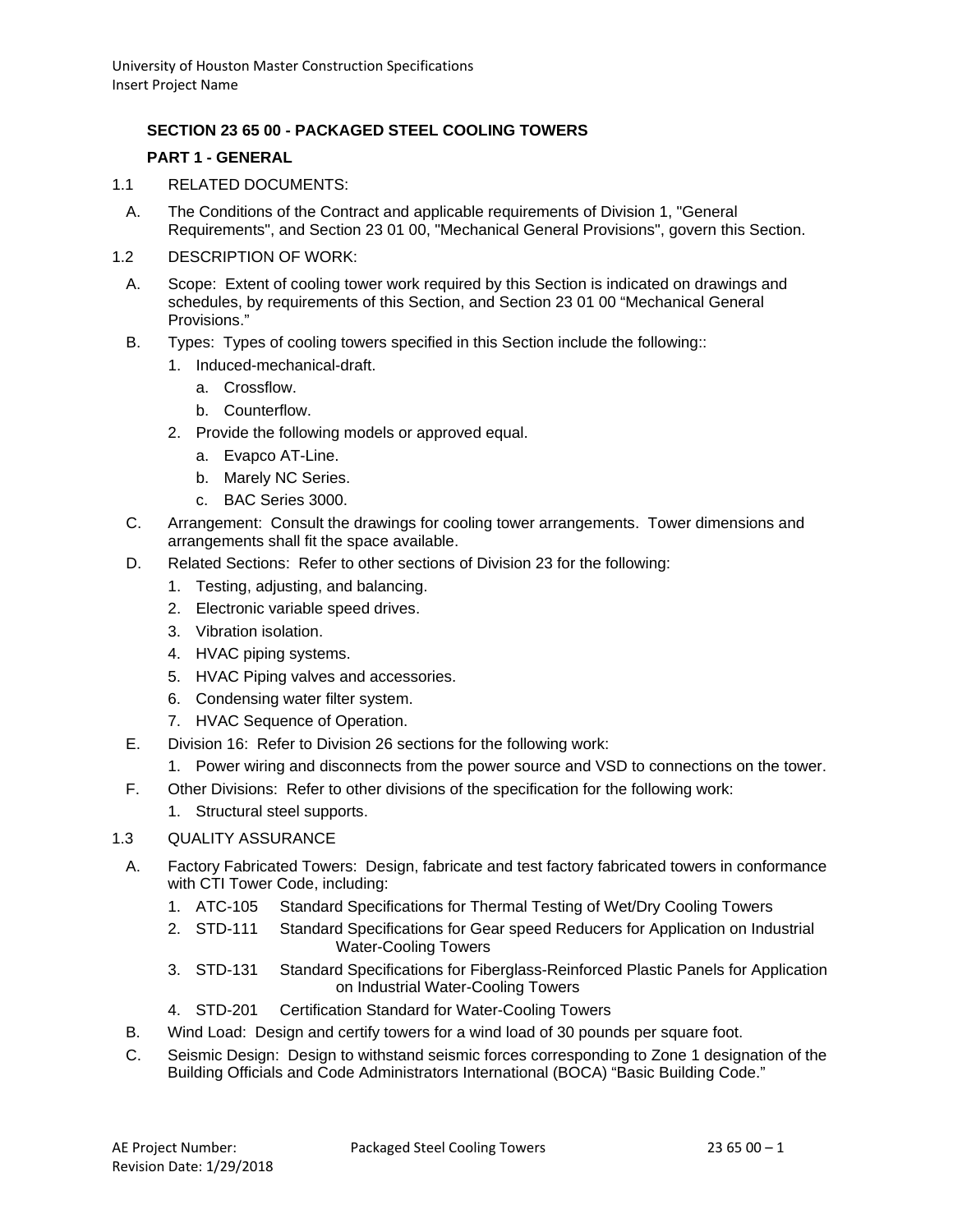## SECTION 23 65 00 - PACKAGED STEEL COOLING TOWERS

### PART 1 - GENERAL

1.1 RELATED DOCUMENTS:

A. The Conditions of the Contract and applicable requirements of Division 1, "General Requirements", and Section 23 01 00, "Mechanical General Provisions", govern this Section.

1.2 DESCRIPTION OF WORK:

A. Scope: Extent of cooling tower work required by this Section is indicated on drawings and schedules, by requirements of this Section, and Section 23 01 00 "Mechanical General Provisions."

B. Types: Types of cooling towers specified in this Section include the following::

1. Induced-mechanical-draft.
   a. Crossflow.
   b. Counterflow.
2. Provide the following models or approved equal.
   a. Evapco AT-Line.
   b. Marely NC Series.
   c. BAC Series 3000.

C. Arrangement: Consult the drawings for cooling tower arrangements. Tower dimensions and arrangements shall fit the space available.

D. Related Sections: Refer to other sections of Division 23 for the following:

1. Testing, adjusting, and balancing.
2. Electronic variable speed drives.
3. Vibration isolation.
4. HVAC piping systems.
5. HVAC Piping valves and accessories.
6. Condensing water filter system.
7. HVAC Sequence of Operation.

E. Division 16: Refer to Division 26 sections for the following work:

1. Power wiring and disconnects from the power source and VSD to connections on the tower.

F. Other Divisions: Refer to other divisions of the specification for the following work:

1. Structural steel supports.

1.3 QUALITY ASSURANCE

A. Factory Fabricated Towers: Design, fabricate and test factory fabricated towers in conformance with CTI Tower Code, including:

1. ATC-105 Standard Specifications for Thermal Testing of Wet/Dry Cooling Towers
2. STD-111 Standard Specifications for Gear speed Reducers for Application on Industrial Water-Cooling Towers
3. STD-131 Standard Specifications for Fiberglass-Reinforced Plastic Panels for Application on Industrial Water-Cooling Towers
4. STD-201 Certification Standard for Water-Cooling Towers

B. Wind Load: Design and certify towers for a wind load of 30 pounds per square foot.

C. Seismic Design: Design to withstand seismic forces corresponding to Zone 1 designation of the Building Officials and Code Administrators International (BOCA) "Basic Building Code."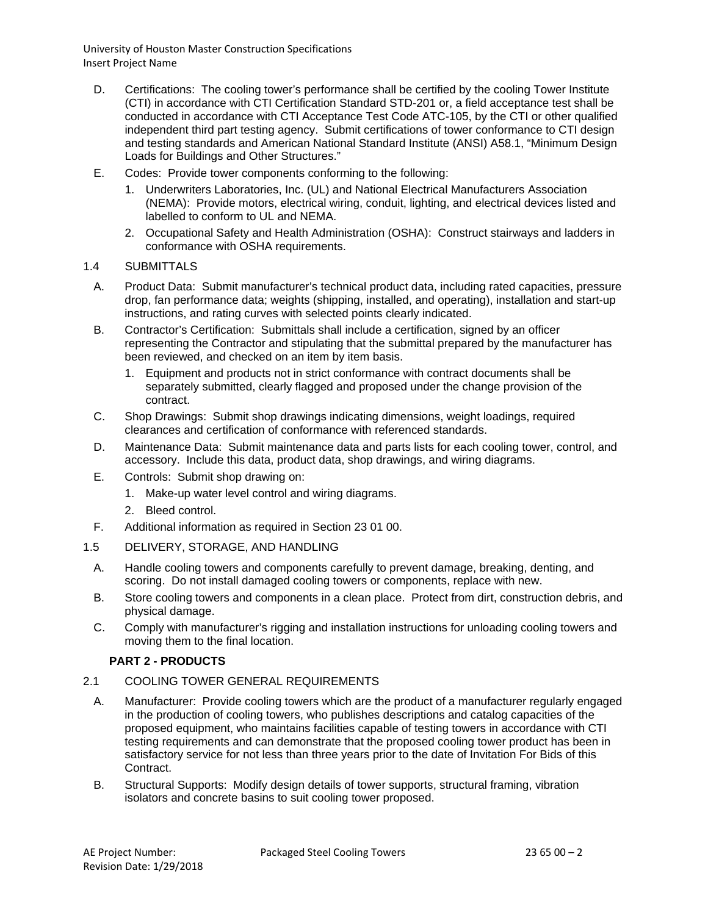D. Certifications: The cooling tower's performance shall be certified by the cooling Tower Institute (CTI) in accordance with CTI Certification Standard STD-201 or, a field acceptance test shall be conducted in accordance with CTI Acceptance Test Code ATC-105, by the CTI or other qualified independent third part testing agency. Submit certifications of tower conformance to CTI design and testing standards and American National Standard Institute (ANSI) A58.1, "Minimum Design Loads for Buildings and Other Structures."

E. Codes: Provide tower components conforming to the following:

1. Underwriters Laboratories, Inc. (UL) and National Electrical Manufacturers Association (NEMA): Provide motors, electrical wiring, conduit, lighting, and electrical devices listed and labelled to conform to UL and NEMA.
2. Occupational Safety and Health Administration (OSHA): Construct stairways and ladders in conformance with OSHA requirements.

1.4 SUBMITTALS

A. Product Data: Submit manufacturer's technical product data, including rated capacities, pressure drop, fan performance data; weights (shipping, installed, and operating), installation and start-up instructions, and rating curves with selected points clearly indicated.

B. Contractor's Certification: Submittals shall include a certification, signed by an officer representing the Contractor and stipulating that the submittal prepared by the manufacturer has been reviewed, and checked on an item by item basis.

1. Equipment and products not in strict conformance with contract documents shall be separately submitted, clearly flagged and proposed under the change provision of the contract.

C. Shop Drawings: Submit shop drawings indicating dimensions, weight loadings, required clearances and certification of conformance with referenced standards.

D. Maintenance Data: Submit maintenance data and parts lists for each cooling tower, control, and accessory. Include this data, product data, shop drawings, and wiring diagrams.

E. Controls: Submit shop drawing on:

1. Make-up water level control and wiring diagrams.
2. Bleed control.

F. Additional information as required in Section 23 01 00.

1.5 DELIVERY, STORAGE, AND HANDLING

A. Handle cooling towers and components carefully to prevent damage, breaking, denting, and scoring. Do not install damaged cooling towers or components, replace with new.

B. Store cooling towers and components in a clean place. Protect from dirt, construction debris, and physical damage.

C. Comply with manufacturer's rigging and installation instructions for unloading cooling towers and moving them to the final location.

## PART 2 - PRODUCTS

2.1 COOLING TOWER GENERAL REQUIREMENTS

A. Manufacturer: Provide cooling towers which are the product of a manufacturer regularly engaged in the production of cooling towers, who publishes descriptions and catalog capacities of the proposed equipment, who maintains facilities capable of testing towers in accordance with CTI testing requirements and can demonstrate that the proposed cooling tower product has been in satisfactory service for not less than three years prior to the date of Invitation For Bids of this Contract.

B. Structural Supports: Modify design details of tower supports, structural framing, vibration isolators and concrete basins to suit cooling tower proposed.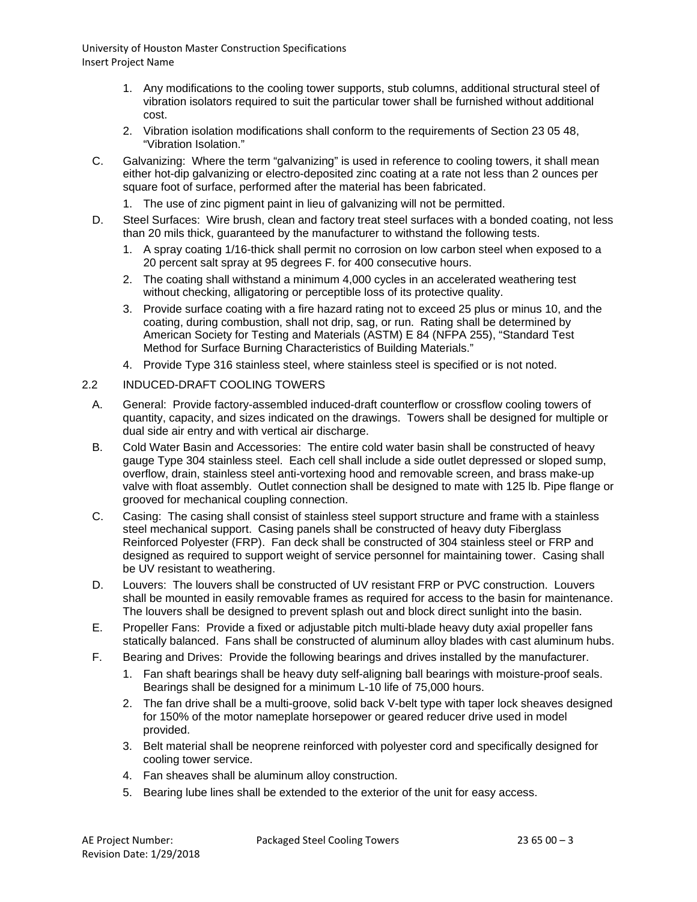1. Any modifications to the cooling tower supports, stub columns, additional structural steel of vibration isolators required to suit the particular tower shall be furnished without additional cost.
2. Vibration isolation modifications shall conform to the requirements of Section 23 05 48, "Vibration Isolation."

C. Galvanizing: Where the term "galvanizing" is used in reference to cooling towers, it shall mean either hot-dip galvanizing or electro-deposited zinc coating at a rate not less than 2 ounces per square foot of surface, performed after the material has been fabricated.

1. The use of zinc pigment paint in lieu of galvanizing will not be permitted.

D. Steel Surfaces: Wire brush, clean and factory treat steel surfaces with a bonded coating, not less than 20 mils thick, guaranteed by the manufacturer to withstand the following tests.

1. A spray coating 1/16-thick shall permit no corrosion on low carbon steel when exposed to a 20 percent salt spray at 95 degrees F. for 400 consecutive hours.
2. The coating shall withstand a minimum 4,000 cycles in an accelerated weathering test without checking, alligatoring or perceptible loss of its protective quality.
3. Provide surface coating with a fire hazard rating not to exceed 25 plus or minus 10, and the coating, during combustion, shall not drip, sag, or run. Rating shall be determined by American Society for Testing and Materials (ASTM) E 84 (NFPA 255), "Standard Test Method for Surface Burning Characteristics of Building Materials."
4. Provide Type 316 stainless steel, where stainless steel is specified or is not noted.

## 2.2 INDUCED-DRAFT COOLING TOWERS

A. General: Provide factory-assembled induced-draft counterflow or crossflow cooling towers of quantity, capacity, and sizes indicated on the drawings. Towers shall be designed for multiple or dual side air entry and with vertical air discharge.

B. Cold Water Basin and Accessories: The entire cold water basin shall be constructed of heavy gauge Type 304 stainless steel. Each cell shall include a side outlet depressed or sloped sump, overflow, drain, stainless steel anti-vortexing hood and removable screen, and brass make-up valve with float assembly. Outlet connection shall be designed to mate with 125 lb. Pipe flange or grooved for mechanical coupling connection.

C. Casing: The casing shall consist of stainless steel support structure and frame with a stainless steel mechanical support. Casing panels shall be constructed of heavy duty Fiberglass Reinforced Polyester (FRP). Fan deck shall be constructed of 304 stainless steel or FRP and designed as required to support weight of service personnel for maintaining tower. Casing shall be UV resistant to weathering.

D. Louvers: The louvers shall be constructed of UV resistant FRP or PVC construction. Louvers shall be mounted in easily removable frames as required for access to the basin for maintenance. The louvers shall be designed to prevent splash out and block direct sunlight into the basin.

E. Propeller Fans: Provide a fixed or adjustable pitch multi-blade heavy duty axial propeller fans statically balanced. Fans shall be constructed of aluminum alloy blades with cast aluminum hubs.

F. Bearing and Drives: Provide the following bearings and drives installed by the manufacturer.

1. Fan shaft bearings shall be heavy duty self-aligning ball bearings with moisture-proof seals. Bearings shall be designed for a minimum L-10 life of 75,000 hours.
2. The fan drive shall be a multi-groove, solid back V-belt type with taper lock sheaves designed for 150% of the motor nameplate horsepower or geared reducer drive used in model provided.
3. Belt material shall be neoprene reinforced with polyester cord and specifically designed for cooling tower service.
4. Fan sheaves shall be aluminum alloy construction.
5. Bearing lube lines shall be extended to the exterior of the unit for easy access.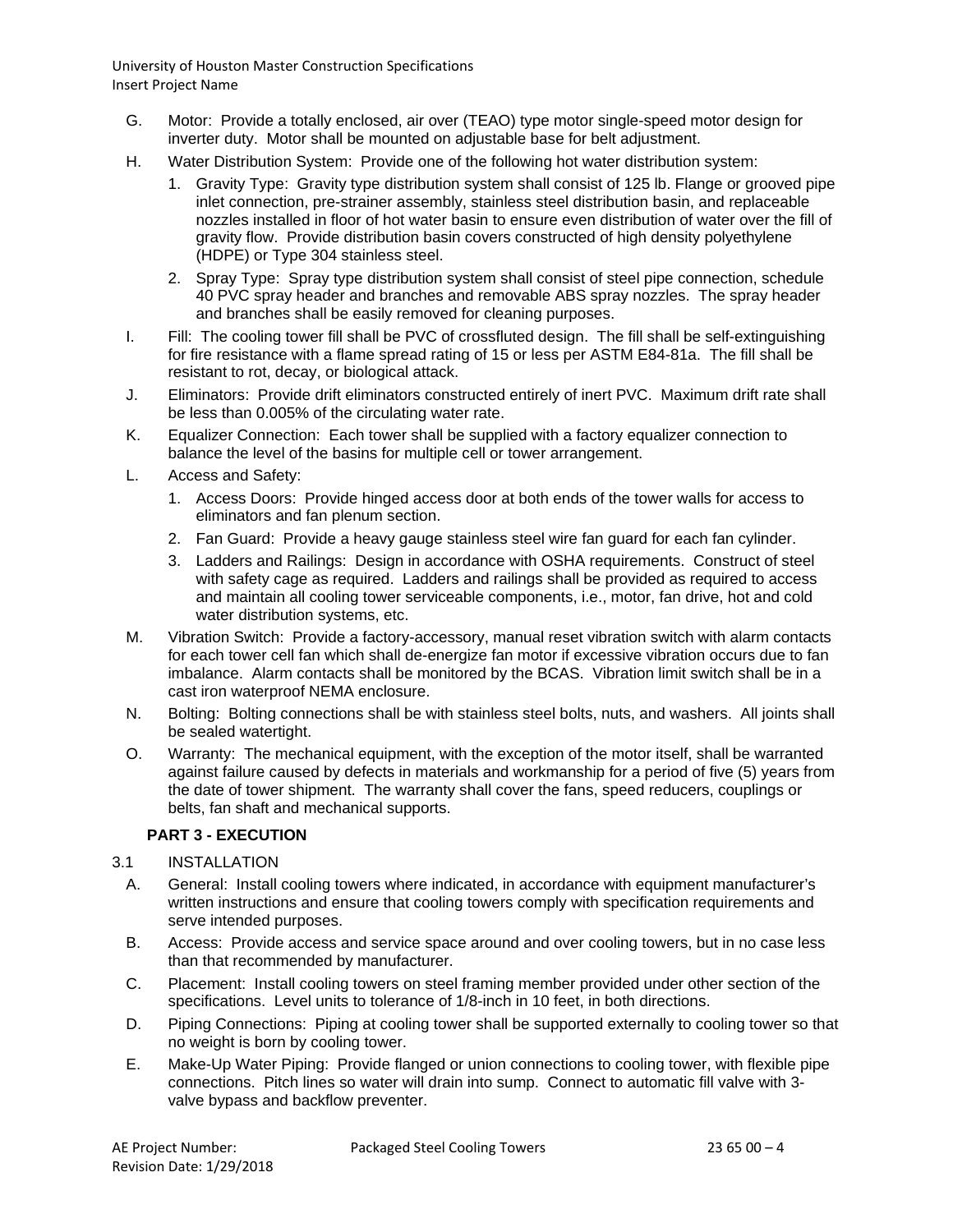G. Motor: Provide a totally enclosed, air over (TEAO) type motor single-speed motor design for inverter duty. Motor shall be mounted on adjustable base for belt adjustment.

H. Water Distribution System: Provide one of the following hot water distribution system:

   1. Gravity Type: Gravity type distribution system shall consist of 125 lb. Flange or grooved pipe inlet connection, pre-strainer assembly, stainless steel distribution basin, and replaceable nozzles installed in floor of hot water basin to ensure even distribution of water over the fill of gravity flow. Provide distribution basin covers constructed of high density polyethylene (HDPE) or Type 304 stainless steel.

   2. Spray Type: Spray type distribution system shall consist of steel pipe connection, schedule 40 PVC spray header and branches and removable ABS spray nozzles. The spray header and branches shall be easily removed for cleaning purposes.

I. Fill: The cooling tower fill shall be PVC of crossfluted design. The fill shall be self-extinguishing for fire resistance with a flame spread rating of 15 or less per ASTM E84-81a. The fill shall be resistant to rot, decay, or biological attack.

J. Eliminators: Provide drift eliminators constructed entirely of inert PVC. Maximum drift rate shall be less than 0.005% of the circulating water rate.

K. Equalizer Connection: Each tower shall be supplied with a factory equalizer connection to balance the level of the basins for multiple cell or tower arrangement.

L. Access and Safety:

   1. Access Doors: Provide hinged access door at both ends of the tower walls for access to eliminators and fan plenum section.

   2. Fan Guard: Provide a heavy gauge stainless steel wire fan guard for each fan cylinder.

   3. Ladders and Railings: Design in accordance with OSHA requirements. Construct of steel with safety cage as required. Ladders and railings shall be provided as required to access and maintain all cooling tower serviceable components, i.e., motor, fan drive, hot and cold water distribution systems, etc.

M. Vibration Switch: Provide a factory-accessory, manual reset vibration switch with alarm contacts for each tower cell fan which shall de-energize fan motor if excessive vibration occurs due to fan imbalance. Alarm contacts shall be monitored by the BCAS. Vibration limit switch shall be in a cast iron waterproof NEMA enclosure.

N. Bolting: Bolting connections shall be with stainless steel bolts, nuts, and washers. All joints shall be sealed watertight.

O. Warranty: The mechanical equipment, with the exception of the motor itself, shall be warranted against failure caused by defects in materials and workmanship for a period of five (5) years from the date of tower shipment. The warranty shall cover the fans, speed reducers, couplings or belts, fan shaft and mechanical supports.

## PART 3 - EXECUTION

### 3.1 INSTALLATION

A. General: Install cooling towers where indicated, in accordance with equipment manufacturer's written instructions and ensure that cooling towers comply with specification requirements and serve intended purposes.

B. Access: Provide access and service space around and over cooling towers, but in no case less than that recommended by manufacturer.

C. Placement: Install cooling towers on steel framing member provided under other section of the specifications. Level units to tolerance of 1/8-inch in 10 feet, in both directions.

D. Piping Connections: Piping at cooling tower shall be supported externally to cooling tower so that no weight is born by cooling tower.

E. Make-Up Water Piping: Provide flanged or union connections to cooling tower, with flexible pipe connections. Pitch lines so water will drain into sump. Connect to automatic fill valve with 3-valve bypass and backflow preventer.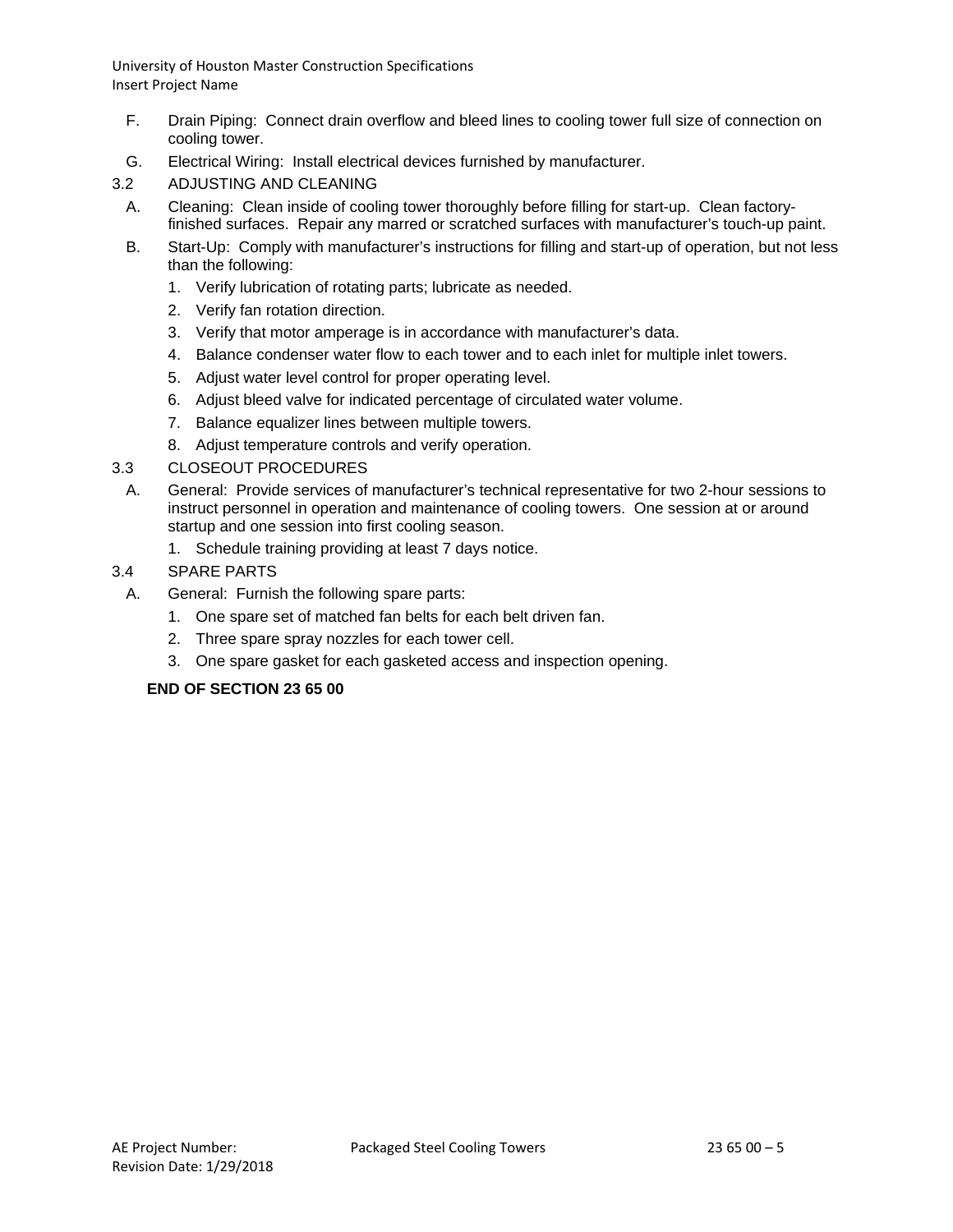F. Drain Piping: Connect drain overflow and bleed lines to cooling tower full size of connection on cooling tower.

G. Electrical Wiring: Install electrical devices furnished by manufacturer.

3.2 ADJUSTING AND CLEANING

A. Cleaning: Clean inside of cooling tower thoroughly before filling for start-up. Clean factory-finished surfaces. Repair any marred or scratched surfaces with manufacturer's touch-up paint.

B. Start-Up: Comply with manufacturer's instructions for filling and start-up of operation, but not less than the following:

1. Verify lubrication of rotating parts; lubricate as needed.
2. Verify fan rotation direction.
3. Verify that motor amperage is in accordance with manufacturer's data.
4. Balance condenser water flow to each tower and to each inlet for multiple inlet towers.
5. Adjust water level control for proper operating level.
6. Adjust bleed valve for indicated percentage of circulated water volume.
7. Balance equalizer lines between multiple towers.
8. Adjust temperature controls and verify operation.

3.3 CLOSEOUT PROCEDURES

A. General: Provide services of manufacturer's technical representative for two 2-hour sessions to instruct personnel in operation and maintenance of cooling towers. One session at or around startup and one session into first cooling season.

1. Schedule training providing at least 7 days notice.

3.4 SPARE PARTS

A. General: Furnish the following spare parts:

1. One spare set of matched fan belts for each belt driven fan.
2. Three spare spray nozzles for each tower cell.
3. One spare gasket for each gasketed access and inspection opening.

**END OF SECTION 23 65 00**